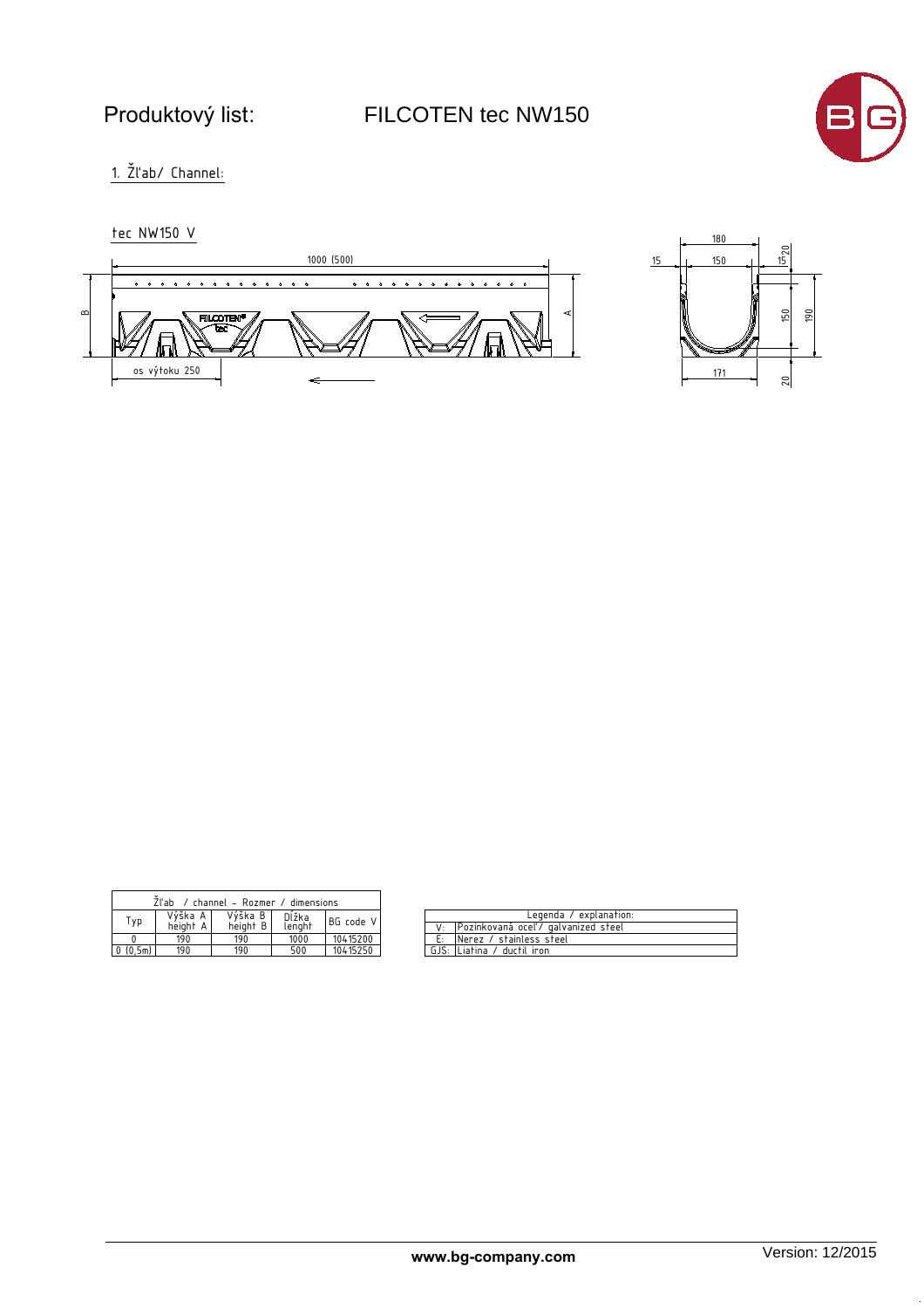# Produktový list: FILCOTEN tec NW150

## 1. Žľab/ Channel:

### tec NW150 V

1000 (500)

os výtoku 250

180

15 150 15

20

150 190

171

20

| Žľab / channel – Rozmer / dimensions | | | | |
|---|---|---|---|---|
| Typ | Výška A height A | Výška B height B | Dĺžka lenght | BG code V |
| 0 | 190 | 190 | 1000 | 10415200 |
| 0 (0,5m) | 190 | 190 | 500 | 10415250 |

| Legenda / explanation: | |
|---|---|
| V: | Pozinkovaná oceľ / galvanized steel |
| E: | Nerez / stainless steel |
| GJS: | Liatina / ductil iron |

www.bg-company.com

Version: 12/2015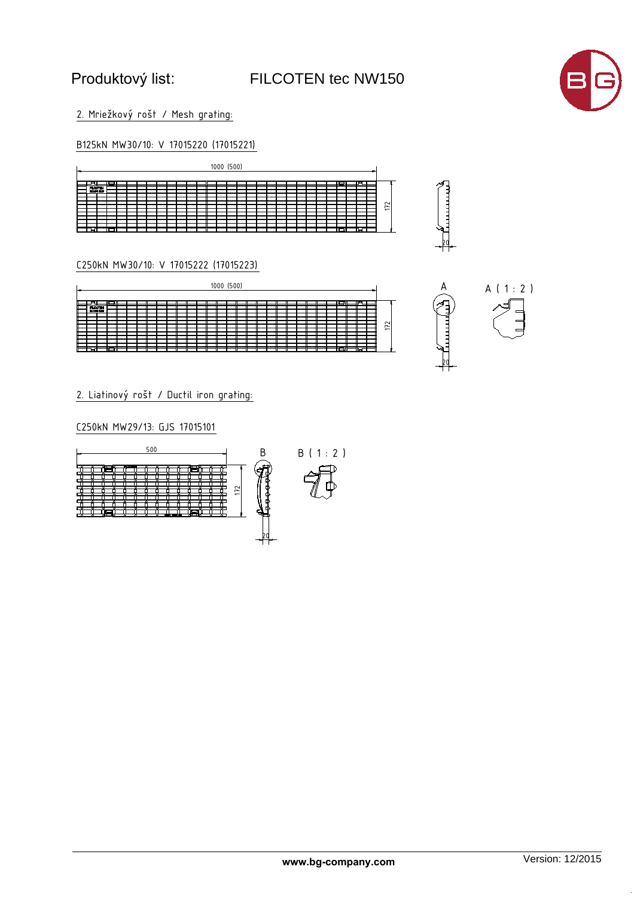# Produktový list: FILCOTEN tec NW150

## 2. Mriežkový rošt / Mesh grating:

### B125kN MW30/10: V 17015220 (17015221)

1000 (500)

172

20

### C250kN MW30/10: V 17015222 (17015223)

1000 (500)

172

A

A ( 1 : 2 )

20

## 2. Liatinový rošt / Ductil iron grating:

### C250kN MW29/13: GJS 17015101

500

172

B

B ( 1 : 2 )

20

www.bg-company.com

Version: 12/2015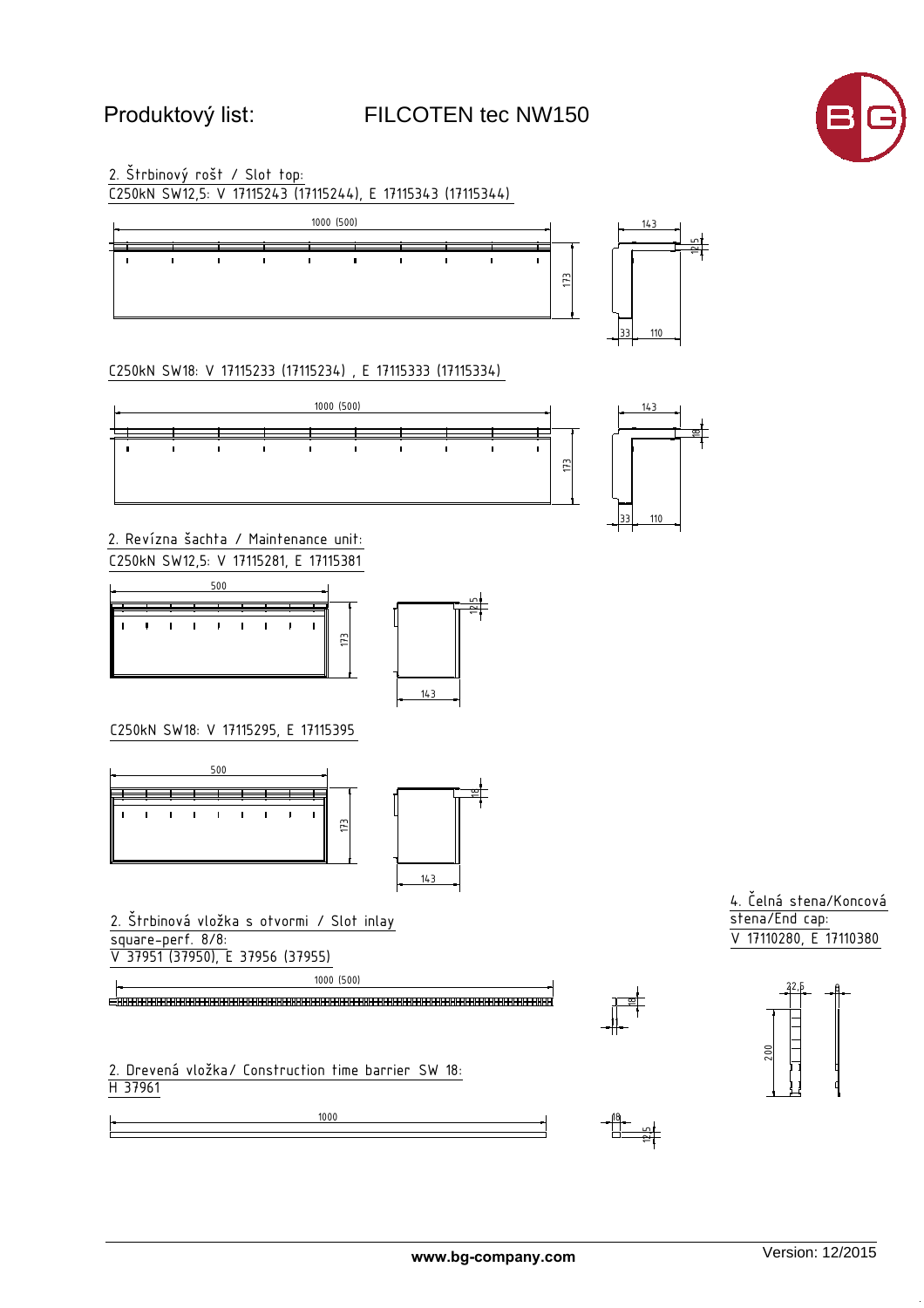# Produktový list: FILCOTEN tec NW150

## 2. Štrbinový rošt / Slot top:

C250kN SW12,5: V 17115243 (17115244), E 17115343 (17115344)

1000 (500) | 173 | 143 | 12,5 | 33 | 110

C250kN SW18: V 17115233 (17115234) , E 17115333 (17115334)

1000 (500) | 173 | 143 | 18 | 33 | 110

## 2. Revízna šachta / Maintenance unit:

C250kN SW12,5: V 17115281, E 17115381

500 | 173 | 12,5 | 143

C250kN SW18: V 17115295, E 17115395

500 | 173 | 18 | 143

## 2. Štrbinová vložka s otvormi / Slot inlay

square-perf. 8/8:

V 37951 (37950), E 37956 (37955)

1000 (500) | 18 | 11

## 2. Drevená vložka/ Construction time barrier SW 18:

H 37961

1000 | 18 | 12,5

## 4. Čelná stena/Koncová stena/End cap:

V 17110280, E 17110380

22,5 | 200 | 8

www.bg-company.com

Version: 12/2015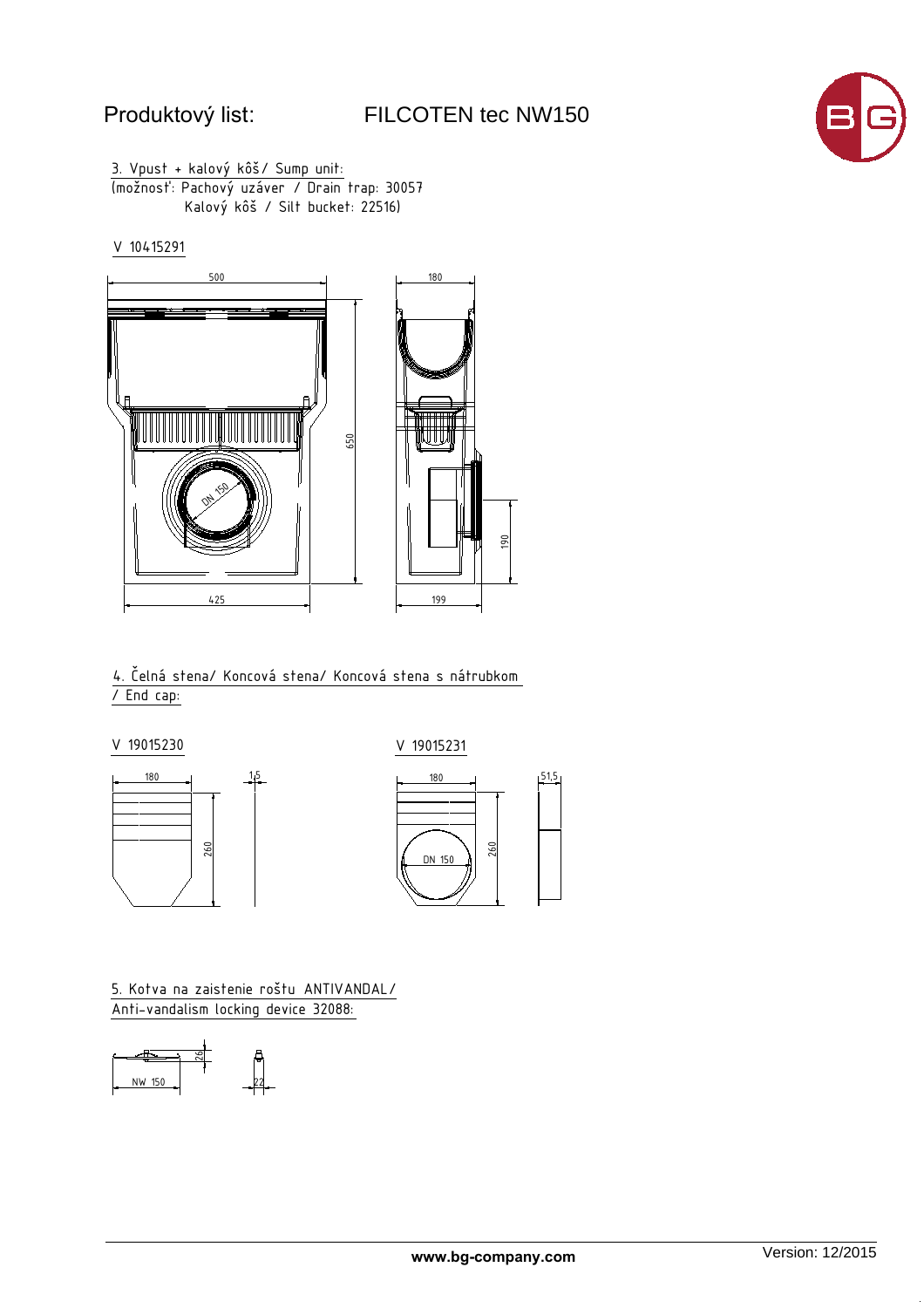# Produktový list: FILCOTEN tec NW150

3. Vpust + kalový kôš / Sump unit:
(možnosť: Pachový uzáver / Drain trap: 30057
Kalový kôš / Silt bucket: 22516)

V 10415291

500
180
650
DN 150
190
425
199

4. Čelná stena/ Koncová stena/ Koncová stena s nátrubkom / End cap:

V 19015230

180
1,5
260

V 19015231

180
51,5
DN 150
260

5. Kotva na zaistenie roštu ANTIVANDAL/ Anti-vandalism locking device 32088:

26
NW 150
22

www.bg-company.com

Version: 12/2015